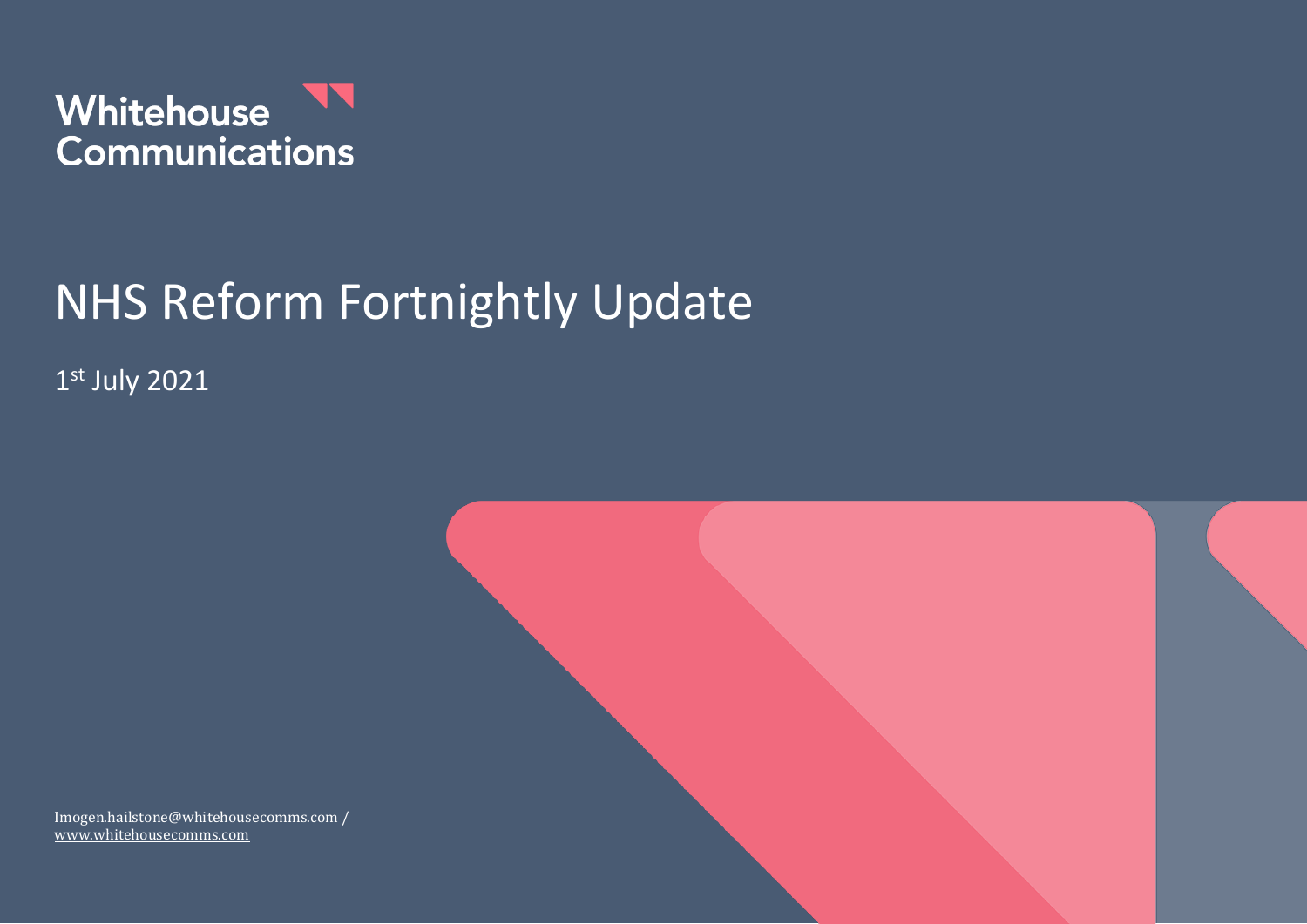Whitehouse Communications

# NHS Reform Fortnightly Update

1st July 2021

Imogen.hailstone@whitehousecomms.com / www.whitehousecomms.com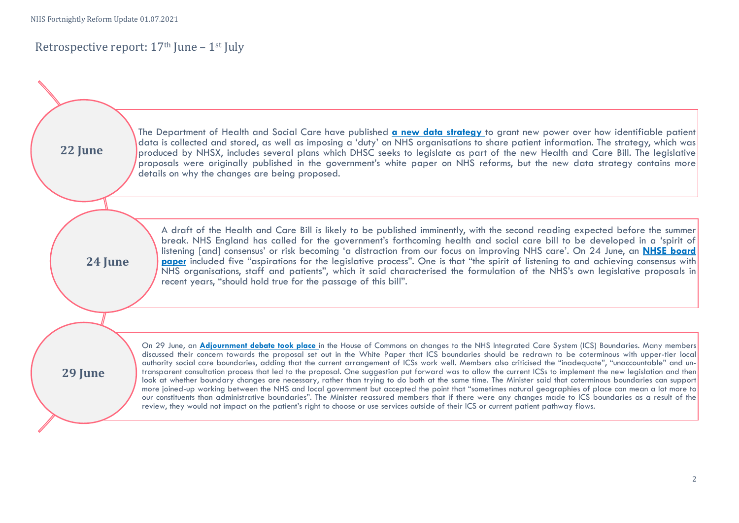## Retrospective report: 17th June – 1st July

### 22 June

The Department of Health and Social Care have published **a new data strategy** to grant new power over how identifiable patient data is collected and stored, as well as imposing a 'duty' on NHS organisations to share patient information. The strategy, which was produced by NHSX, includes several plans which DHSC seeks to legislate as part of the new Health and Care Bill. The legislative proposals were originally published in the government's white paper on NHS reforms, but the new data strategy contains more details on why the changes are being proposed.

### 24 June

A draft of the Health and Care Bill is likely to be published imminently, with the second reading expected before the summer break. NHS England has called for the government's forthcoming health and social care bill to be developed in a 'spirit of listening [and] consensus' or risk becoming 'a distraction from our focus on improving NHS care'. On 24 June, an **NHSE board paper** included five "aspirations for the legislative process". One is that "the spirit of listening to and achieving consensus with NHS organisations, staff and patients", which it said characterised the formulation of the NHS's own legislative proposals in recent years, "should hold true for the passage of this bill".

### 29 June

On 29 June, an **Adjournment debate took place** in the House of Commons on changes to the NHS Integrated Care System (ICS) Boundaries. Many members discussed their concern towards the proposal set out in the White Paper that ICS boundaries should be redrawn to be coterminous with upper-tier local authority social care boundaries, adding that the current arrangement of ICSs work well. Members also criticised the "inadequate", "unaccountable" and un-transparent consultation process that led to the proposal. One suggestion put forward was to allow the current ICSs to implement the new legislation and then look at whether boundary changes are necessary, rather than trying to do both at the same time. The Minister said that coterminous boundaries can support more joined-up working between the NHS and local government but accepted the point that "sometimes natural geographies of place can mean a lot more to our constituents than administrative boundaries". The Minister reassured members that if there were any changes made to ICS boundaries as a result of the review, they would not impact on the patient's right to choose or use services outside of their ICS or current patient pathway flows.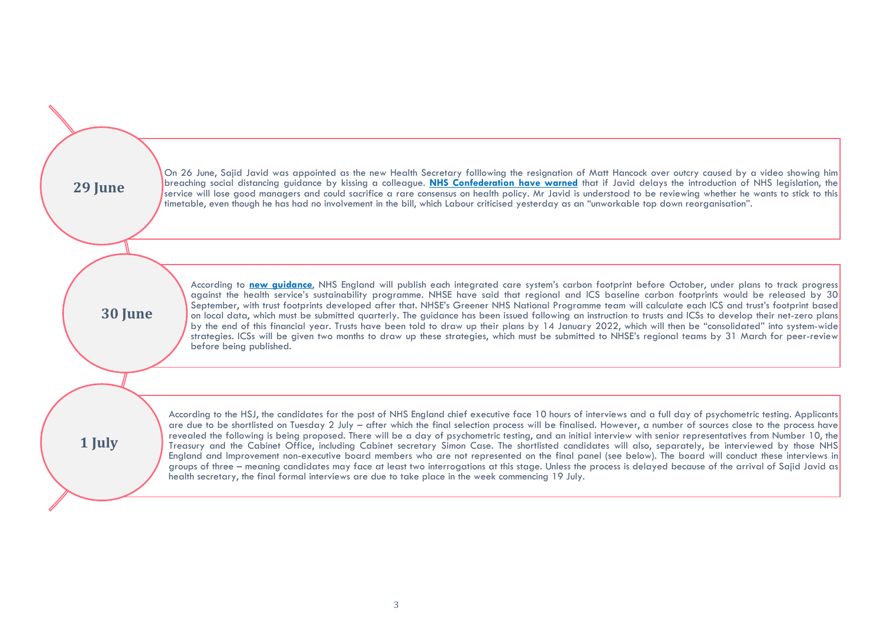## 29 June

On 26 June, Sajid Javid was appointed as the new Health Secretary folllowing the resignation of Matt Hancock over outcry caused by a video showing him breaching social distancing guidance by kissing a colleague. **NHS Confederation have warned** that if Javid delays the introduction of NHS legislation, the service will lose good managers and could sacrifice a rare consensus on health policy. Mr Javid is understood to be reviewing whether he wants to stick to this timetable, even though he has had no involvement in the bill, which Labour criticised yesterday as an "unworkable top down reorganisation".

## 30 June

According to **new guidance**, NHS England will publish each integrated care system's carbon footprint before October, under plans to track progress against the health service's sustainability programme. NHSE have said that regional and ICS baseline carbon footprints would be released by 30 September, with trust footprints developed after that. NHSE's Greener NHS National Programme team will calculate each ICS and trust's footprint based on local data, which must be submitted quarterly. The guidance has been issued following an instruction to trusts and ICSs to develop their net-zero plans by the end of this financial year. Trusts have been told to draw up their plans by 14 January 2022, which will then be "consolidated" into system-wide strategies. ICSs will be given two months to draw up these strategies, which must be submitted to NHSE's regional teams by 31 March for peer-review before being published.

## 1 July

According to the HSJ, the candidates for the post of NHS England chief executive face 10 hours of interviews and a full day of psychometric testing. Applicants are due to be shortlisted on Tuesday 2 July – after which the final selection process will be finalised. However, a number of sources close to the process have revealed the following is being proposed. There will be a day of psychometric testing, and an initial interview with senior representatives from Number 10, the Treasury and the Cabinet Office, including Cabinet secretary Simon Case. The shortlisted candidates will also, separately, be interviewed by those NHS England and Improvement non-executive board members who are not represented on the final panel (see below). The board will conduct these interviews in groups of three – meaning candidates may face at least two interrogations at this stage. Unless the process is delayed because of the arrival of Sajid Javid as health secretary, the final formal interviews are due to take place in the week commencing 19 July.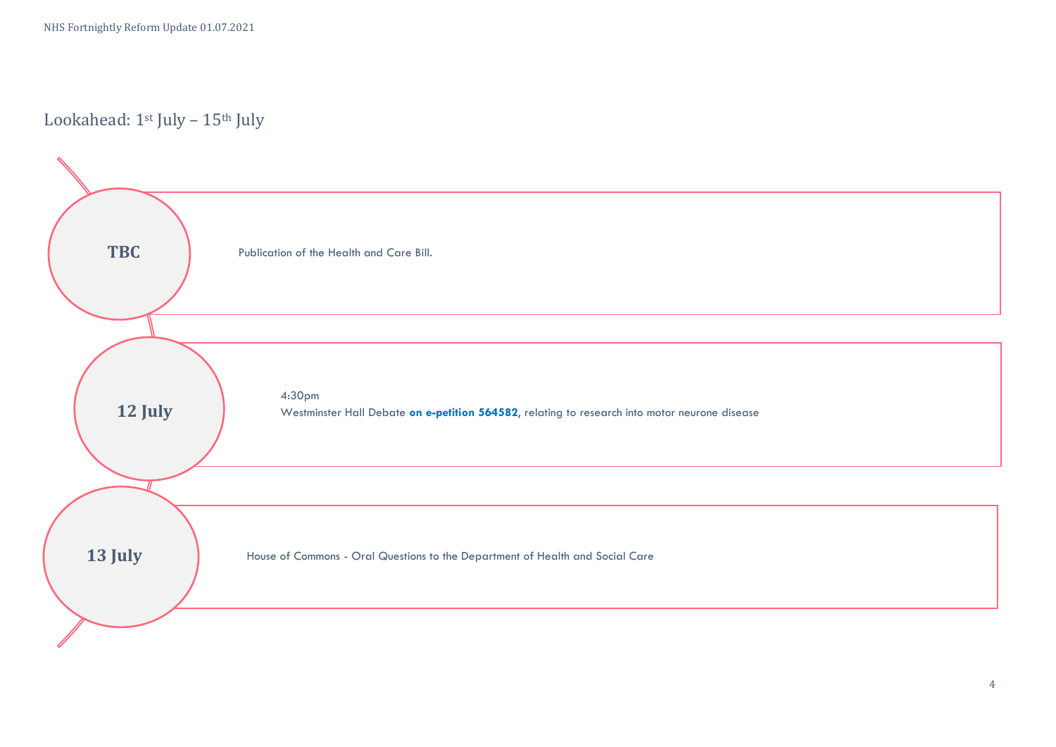## Lookahead: 1st July – 15th July

**TBC**

Publication of the Health and Care Bill.

**12 July**

4:30pm
Westminster Hall Debate **on e-petition 564582**, relating to research into motor neurone disease

**13 July**

House of Commons - Oral Questions to the Department of Health and Social Care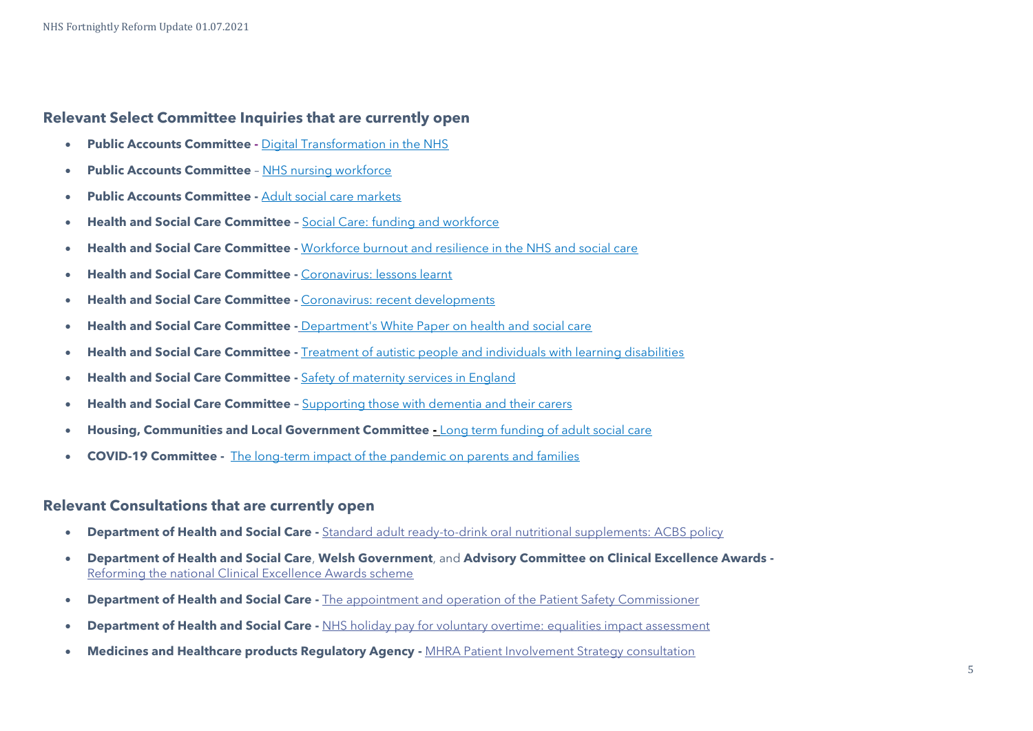## Relevant Select Committee Inquiries that are currently open

- **Public Accounts Committee -** Digital Transformation in the NHS
- **Public Accounts Committee** – NHS nursing workforce
- **Public Accounts Committee -** Adult social care markets
- **Health and Social Care Committee –** Social Care: funding and workforce
- **Health and Social Care Committee -** Workforce burnout and resilience in the NHS and social care
- **Health and Social Care Committee -** Coronavirus: lessons learnt
- **Health and Social Care Committee -** Coronavirus: recent developments
- **Health and Social Care Committee -** Department's White Paper on health and social care
- **Health and Social Care Committee -** Treatment of autistic people and individuals with learning disabilities
- **Health and Social Care Committee -** Safety of maternity services in England
- **Health and Social Care Committee –** Supporting those with dementia and their carers
- **Housing, Communities and Local Government Committee -** Long term funding of adult social care
- **COVID-19 Committee -** The long-term impact of the pandemic on parents and families

## Relevant Consultations that are currently open

- **Department of Health and Social Care -** Standard adult ready-to-drink oral nutritional supplements: ACBS policy
- **Department of Health and Social Care**, **Welsh Government**, and **Advisory Committee on Clinical Excellence Awards -** Reforming the national Clinical Excellence Awards scheme
- **Department of Health and Social Care -** The appointment and operation of the Patient Safety Commissioner
- **Department of Health and Social Care -** NHS holiday pay for voluntary overtime: equalities impact assessment
- **Medicines and Healthcare products Regulatory Agency -** MHRA Patient Involvement Strategy consultation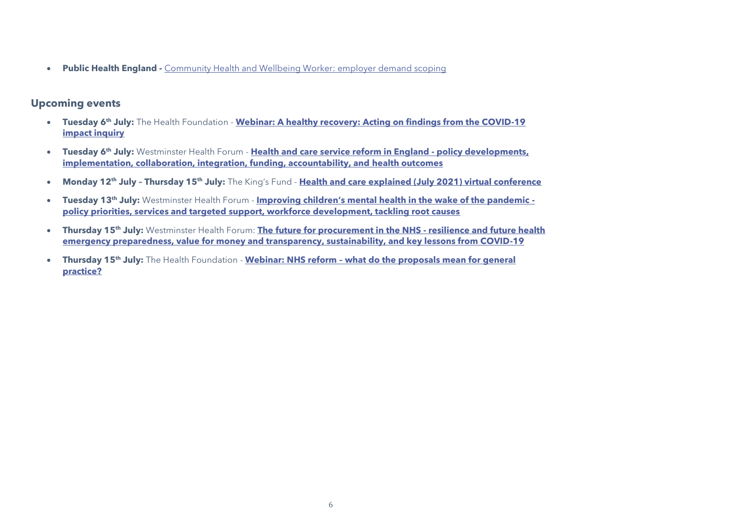- **Public Health England -** Community Health and Wellbeing Worker: employer demand scoping

## Upcoming events

- **Tuesday 6th July:** The Health Foundation - **Webinar: A healthy recovery: Acting on findings from the COVID-19 impact inquiry**
- **Tuesday 6th July:** Westminster Health Forum - **Health and care service reform in England - policy developments, implementation, collaboration, integration, funding, accountability, and health outcomes**
- **Monday 12th July – Thursday 15th July:** The King's Fund - **Health and care explained (July 2021) virtual conference**
- **Tuesday 13th July:** Westminster Health Forum - **Improving children's mental health in the wake of the pandemic - policy priorities, services and targeted support, workforce development, tackling root causes**
- **Thursday 15th July:** Westminster Health Forum: **The future for procurement in the NHS - resilience and future health emergency preparedness, value for money and transparency, sustainability, and key lessons from COVID-19**
- **Thursday 15th July:** The Health Foundation - **Webinar: NHS reform – what do the proposals mean for general practice?**